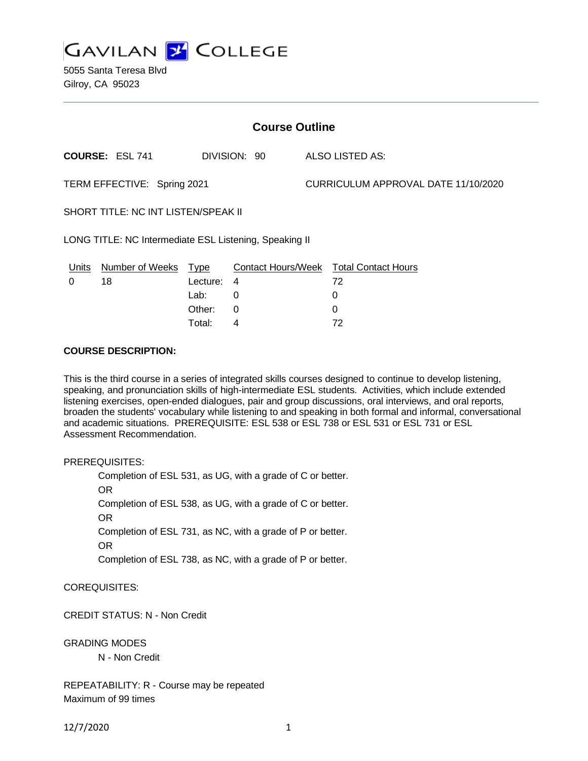GAVILAN COLLEGE

5055 Santa Teresa Blvd
Gilroy, CA 95023

## Course Outline

**COURSE:** ESL 741 DIVISION: 90 ALSO LISTED AS:

TERM EFFECTIVE: Spring 2021 CURRICULUM APPROVAL DATE 11/10/2020

SHORT TITLE: NC INT LISTEN/SPEAK II

LONG TITLE: NC Intermediate ESL Listening, Speaking II

| Units | Number of Weeks | Type | Contact Hours/Week | Total Contact Hours |
|---|---|---|---|---|
| 0 | 18 | Lecture: | 4 | 72 |
| | | Lab: | 0 | 0 |
| | | Other: | 0 | 0 |
| | | Total: | 4 | 72 |

**COURSE DESCRIPTION:**

This is the third course in a series of integrated skills courses designed to continue to develop listening, speaking, and pronunciation skills of high-intermediate ESL students. Activities, which include extended listening exercises, open-ended dialogues, pair and group discussions, oral interviews, and oral reports, broaden the students' vocabulary while listening to and speaking in both formal and informal, conversational and academic situations. PREREQUISITE: ESL 538 or ESL 738 or ESL 531 or ESL 731 or ESL Assessment Recommendation.

PREREQUISITES:

Completion of ESL 531, as UG, with a grade of C or better.
OR
Completion of ESL 538, as UG, with a grade of C or better.
OR
Completion of ESL 731, as NC, with a grade of P or better.
OR
Completion of ESL 738, as NC, with a grade of P or better.

COREQUISITES:

CREDIT STATUS: N - Non Credit

GRADING MODES

N - Non Credit

REPEATABILITY: R - Course may be repeated
Maximum of 99 times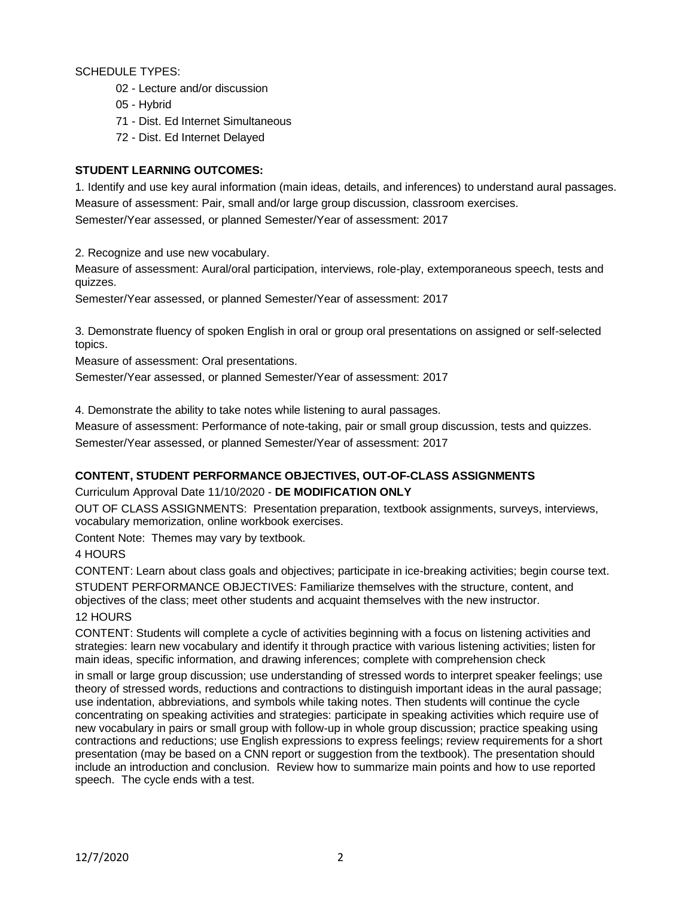SCHEDULE TYPES:

- 02 - Lecture and/or discussion
- 05 - Hybrid
- 71 - Dist. Ed Internet Simultaneous
- 72 - Dist. Ed Internet Delayed

## STUDENT LEARNING OUTCOMES:

1. Identify and use key aural information (main ideas, details, and inferences) to understand aural passages.
Measure of assessment: Pair, small and/or large group discussion, classroom exercises.
Semester/Year assessed, or planned Semester/Year of assessment: 2017

2. Recognize and use new vocabulary.
Measure of assessment: Aural/oral participation, interviews, role-play, extemporaneous speech, tests and quizzes.
Semester/Year assessed, or planned Semester/Year of assessment: 2017

3. Demonstrate fluency of spoken English in oral or group oral presentations on assigned or self-selected topics.
Measure of assessment: Oral presentations.
Semester/Year assessed, or planned Semester/Year of assessment: 2017

4. Demonstrate the ability to take notes while listening to aural passages.
Measure of assessment: Performance of note-taking, pair or small group discussion, tests and quizzes.
Semester/Year assessed, or planned Semester/Year of assessment: 2017

## CONTENT, STUDENT PERFORMANCE OBJECTIVES, OUT-OF-CLASS ASSIGNMENTS

Curriculum Approval Date 11/10/2020 - **DE MODIFICATION ONLY**

OUT OF CLASS ASSIGNMENTS: Presentation preparation, textbook assignments, surveys, interviews, vocabulary memorization, online workbook exercises.

Content Note: Themes may vary by textbook.

4 HOURS

CONTENT: Learn about class goals and objectives; participate in ice-breaking activities; begin course text.

STUDENT PERFORMANCE OBJECTIVES: Familiarize themselves with the structure, content, and objectives of the class; meet other students and acquaint themselves with the new instructor.

12 HOURS

CONTENT: Students will complete a cycle of activities beginning with a focus on listening activities and strategies: learn new vocabulary and identify it through practice with various listening activities; listen for main ideas, specific information, and drawing inferences; complete with comprehension check in small or large group discussion; use understanding of stressed words to interpret speaker feelings; use theory of stressed words, reductions and contractions to distinguish important ideas in the aural passage; use indentation, abbreviations, and symbols while taking notes. Then students will continue the cycle concentrating on speaking activities and strategies: participate in speaking activities which require use of new vocabulary in pairs or small group with follow-up in whole group discussion; practice speaking using contractions and reductions; use English expressions to express feelings; review requirements for a short presentation (may be based on a CNN report or suggestion from the textbook). The presentation should include an introduction and conclusion. Review how to summarize main points and how to use reported speech. The cycle ends with a test.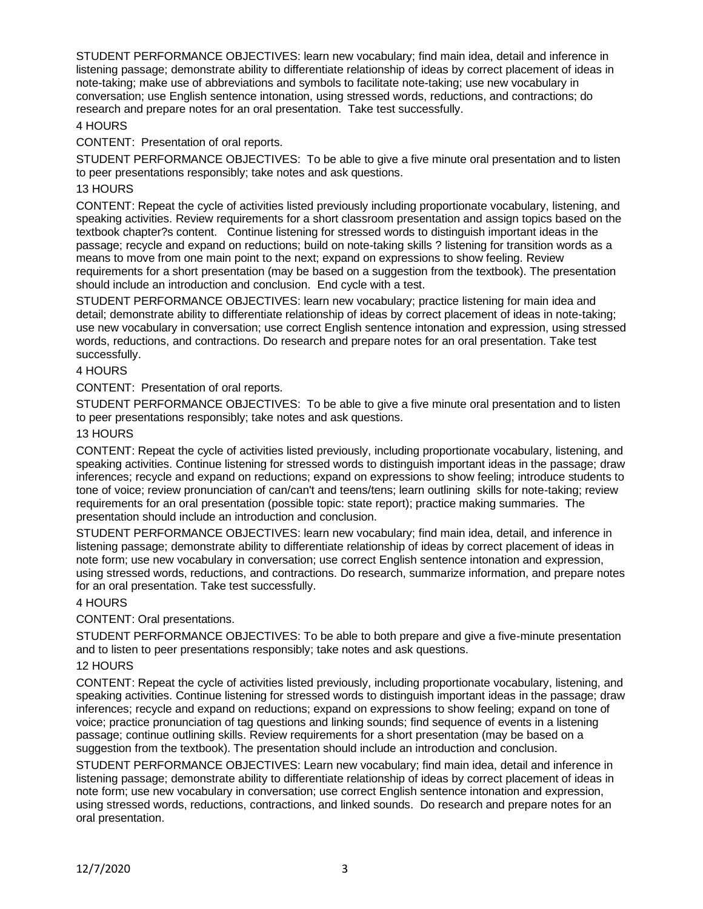STUDENT PERFORMANCE OBJECTIVES: learn new vocabulary; find main idea, detail and inference in listening passage; demonstrate ability to differentiate relationship of ideas by correct placement of ideas in note-taking; make use of abbreviations and symbols to facilitate note-taking; use new vocabulary in conversation; use English sentence intonation, using stressed words, reductions, and contractions; do research and prepare notes for an oral presentation. Take test successfully.

4 HOURS

CONTENT: Presentation of oral reports.

STUDENT PERFORMANCE OBJECTIVES: To be able to give a five minute oral presentation and to listen to peer presentations responsibly; take notes and ask questions.

13 HOURS

CONTENT: Repeat the cycle of activities listed previously including proportionate vocabulary, listening, and speaking activities. Review requirements for a short classroom presentation and assign topics based on the textbook chapter?s content. Continue listening for stressed words to distinguish important ideas in the passage; recycle and expand on reductions; build on note-taking skills ? listening for transition words as a means to move from one main point to the next; expand on expressions to show feeling. Review requirements for a short presentation (may be based on a suggestion from the textbook). The presentation should include an introduction and conclusion. End cycle with a test.

STUDENT PERFORMANCE OBJECTIVES: learn new vocabulary; practice listening for main idea and detail; demonstrate ability to differentiate relationship of ideas by correct placement of ideas in note-taking; use new vocabulary in conversation; use correct English sentence intonation and expression, using stressed words, reductions, and contractions. Do research and prepare notes for an oral presentation. Take test successfully.

4 HOURS

CONTENT: Presentation of oral reports.

STUDENT PERFORMANCE OBJECTIVES: To be able to give a five minute oral presentation and to listen to peer presentations responsibly; take notes and ask questions.

13 HOURS

CONTENT: Repeat the cycle of activities listed previously, including proportionate vocabulary, listening, and speaking activities. Continue listening for stressed words to distinguish important ideas in the passage; draw inferences; recycle and expand on reductions; expand on expressions to show feeling; introduce students to tone of voice; review pronunciation of can/can't and teens/tens; learn outlining skills for note-taking; review requirements for an oral presentation (possible topic: state report); practice making summaries. The presentation should include an introduction and conclusion.

STUDENT PERFORMANCE OBJECTIVES: learn new vocabulary; find main idea, detail, and inference in listening passage; demonstrate ability to differentiate relationship of ideas by correct placement of ideas in note form; use new vocabulary in conversation; use correct English sentence intonation and expression, using stressed words, reductions, and contractions. Do research, summarize information, and prepare notes for an oral presentation. Take test successfully.

4 HOURS

CONTENT: Oral presentations.

STUDENT PERFORMANCE OBJECTIVES: To be able to both prepare and give a five-minute presentation and to listen to peer presentations responsibly; take notes and ask questions.

12 HOURS

CONTENT: Repeat the cycle of activities listed previously, including proportionate vocabulary, listening, and speaking activities. Continue listening for stressed words to distinguish important ideas in the passage; draw inferences; recycle and expand on reductions; expand on expressions to show feeling; expand on tone of voice; practice pronunciation of tag questions and linking sounds; find sequence of events in a listening passage; continue outlining skills. Review requirements for a short presentation (may be based on a suggestion from the textbook). The presentation should include an introduction and conclusion.

STUDENT PERFORMANCE OBJECTIVES: Learn new vocabulary; find main idea, detail and inference in listening passage; demonstrate ability to differentiate relationship of ideas by correct placement of ideas in note form; use new vocabulary in conversation; use correct English sentence intonation and expression, using stressed words, reductions, contractions, and linked sounds. Do research and prepare notes for an oral presentation.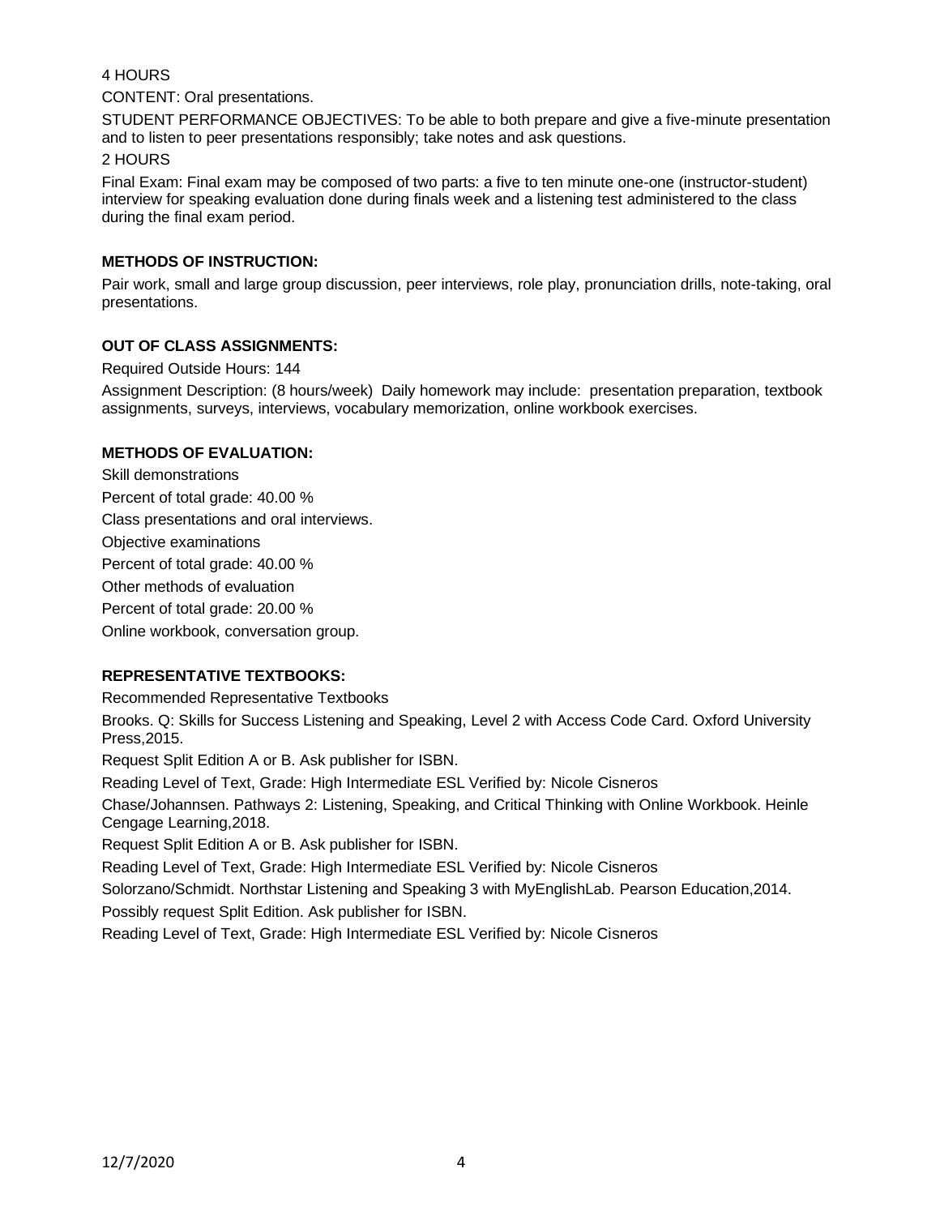4 HOURS

CONTENT: Oral presentations.

STUDENT PERFORMANCE OBJECTIVES: To be able to both prepare and give a five-minute presentation and to listen to peer presentations responsibly; take notes and ask questions.

2 HOURS

Final Exam: Final exam may be composed of two parts: a five to ten minute one-one (instructor-student) interview for speaking evaluation done during finals week and a listening test administered to the class during the final exam period.

**METHODS OF INSTRUCTION:**

Pair work, small and large group discussion, peer interviews, role play, pronunciation drills, note-taking, oral presentations.

**OUT OF CLASS ASSIGNMENTS:**

Required Outside Hours: 144

Assignment Description: (8 hours/week) Daily homework may include: presentation preparation, textbook assignments, surveys, interviews, vocabulary memorization, online workbook exercises.

**METHODS OF EVALUATION:**

Skill demonstrations

Percent of total grade: 40.00 %

Class presentations and oral interviews.

Objective examinations

Percent of total grade: 40.00 %

Other methods of evaluation

Percent of total grade: 20.00 %

Online workbook, conversation group.

**REPRESENTATIVE TEXTBOOKS:**

Recommended Representative Textbooks

Brooks. Q: Skills for Success Listening and Speaking, Level 2 with Access Code Card. Oxford University Press,2015.

Request Split Edition A or B. Ask publisher for ISBN.

Reading Level of Text, Grade: High Intermediate ESL Verified by: Nicole Cisneros

Chase/Johannsen. Pathways 2: Listening, Speaking, and Critical Thinking with Online Workbook. Heinle Cengage Learning,2018.

Request Split Edition A or B. Ask publisher for ISBN.

Reading Level of Text, Grade: High Intermediate ESL Verified by: Nicole Cisneros

Solorzano/Schmidt. Northstar Listening and Speaking 3 with MyEnglishLab. Pearson Education,2014.

Possibly request Split Edition. Ask publisher for ISBN.

Reading Level of Text, Grade: High Intermediate ESL Verified by: Nicole Cisneros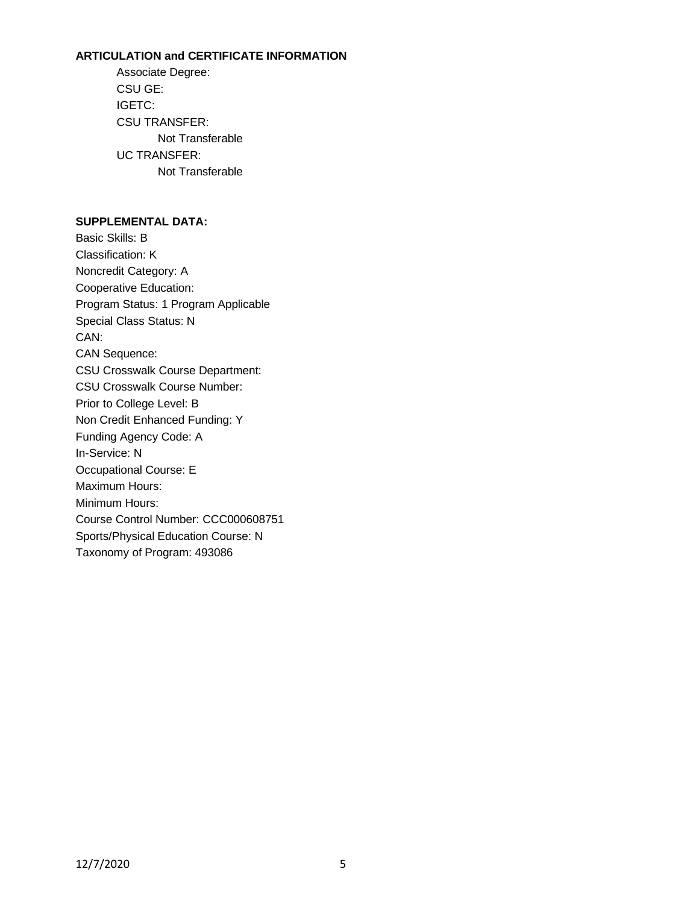**ARTICULATION and CERTIFICATE INFORMATION**

Associate Degree:

CSU GE:

IGETC:

CSU TRANSFER:

Not Transferable

UC TRANSFER:

Not Transferable

**SUPPLEMENTAL DATA:**

Basic Skills: B

Classification: K

Noncredit Category: A

Cooperative Education:

Program Status: 1 Program Applicable

Special Class Status: N

CAN:

CAN Sequence:

CSU Crosswalk Course Department:

CSU Crosswalk Course Number:

Prior to College Level: B

Non Credit Enhanced Funding: Y

Funding Agency Code: A

In-Service: N

Occupational Course: E

Maximum Hours:

Minimum Hours:

Course Control Number: CCC000608751

Sports/Physical Education Course: N

Taxonomy of Program: 493086